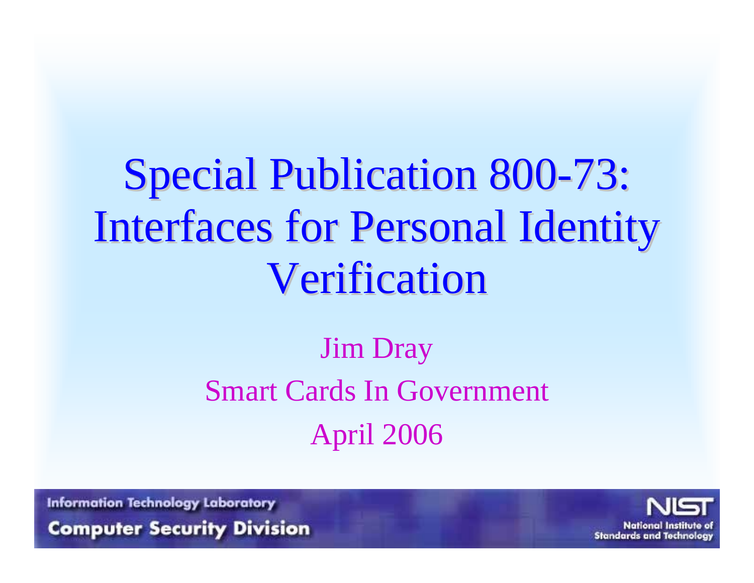# Special Publication 800-73: Interfaces for Personal Identity Verification

Jim Dray

Smart Cards In Government

April 2006

Information Technology Laboratory

Computer Security Division

NIST

National Institute of Standards and Technology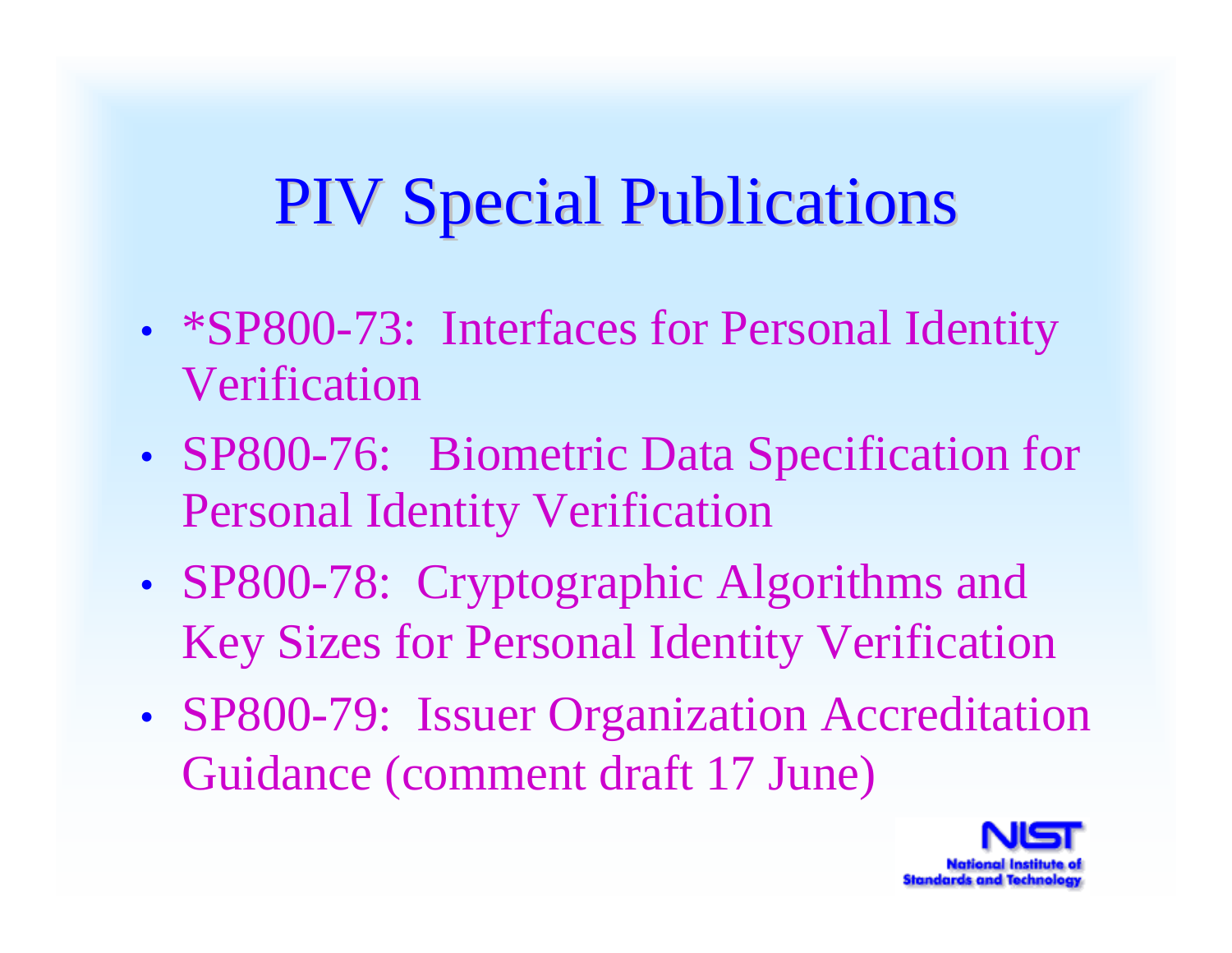# PIV Special Publications

- *SP800-73: Interfaces for Personal Identity Verification
- SP800-76: Biometric Data Specification for Personal Identity Verification
- SP800-78: Cryptographic Algorithms and Key Sizes for Personal Identity Verification
- SP800-79: Issuer Organization Accreditation Guidance (comment draft 17 June)

NIST
National Institute of Standards and Technology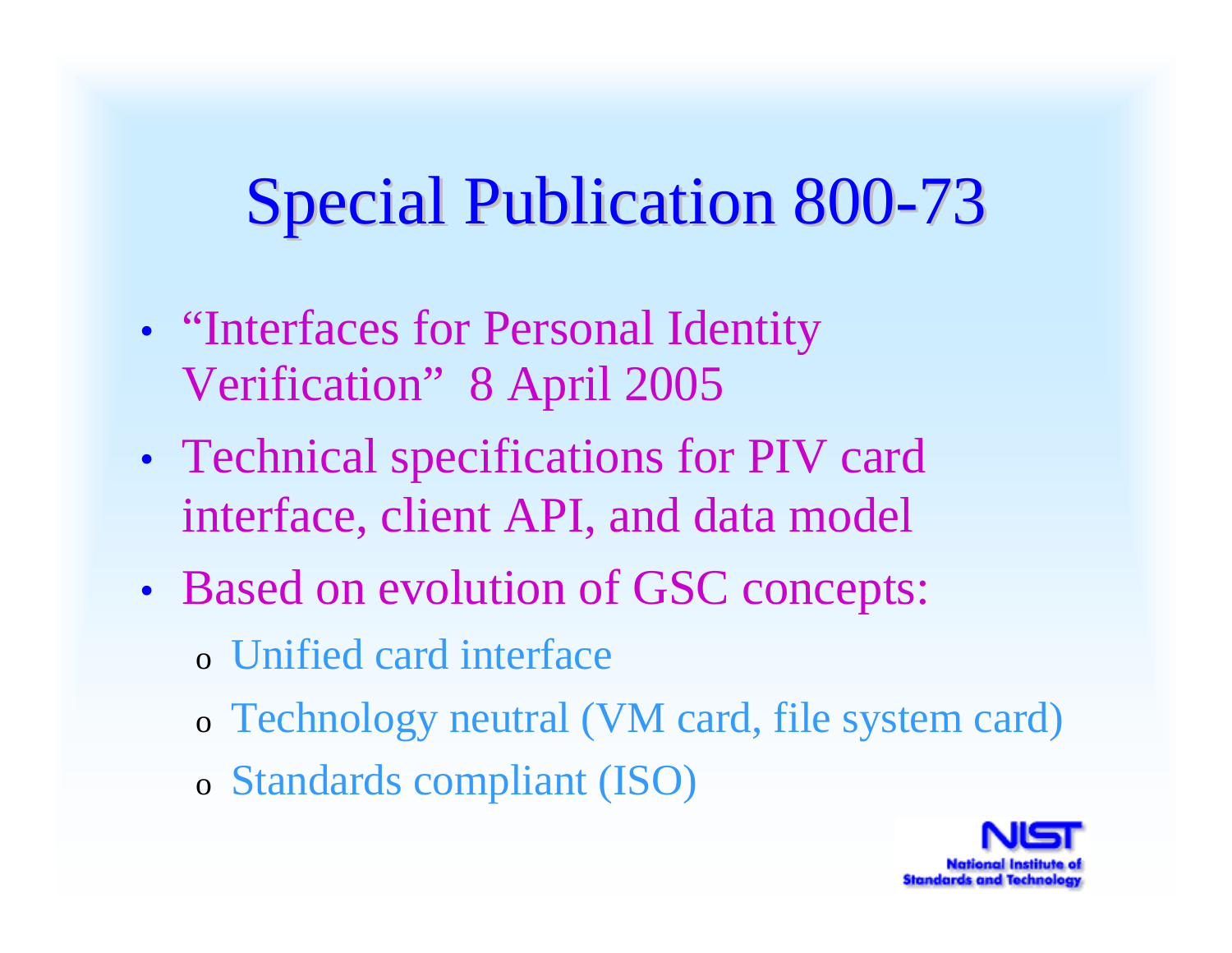# Special Publication 800-73

- "Interfaces for Personal Identity Verification" 8 April 2005
- Technical specifications for PIV card interface, client API, and data model
- Based on evolution of GSC concepts:
  - Unified card interface
  - Technology neutral (VM card, file system card)
  - Standards compliant (ISO)

NIST
National Institute of Standards and Technology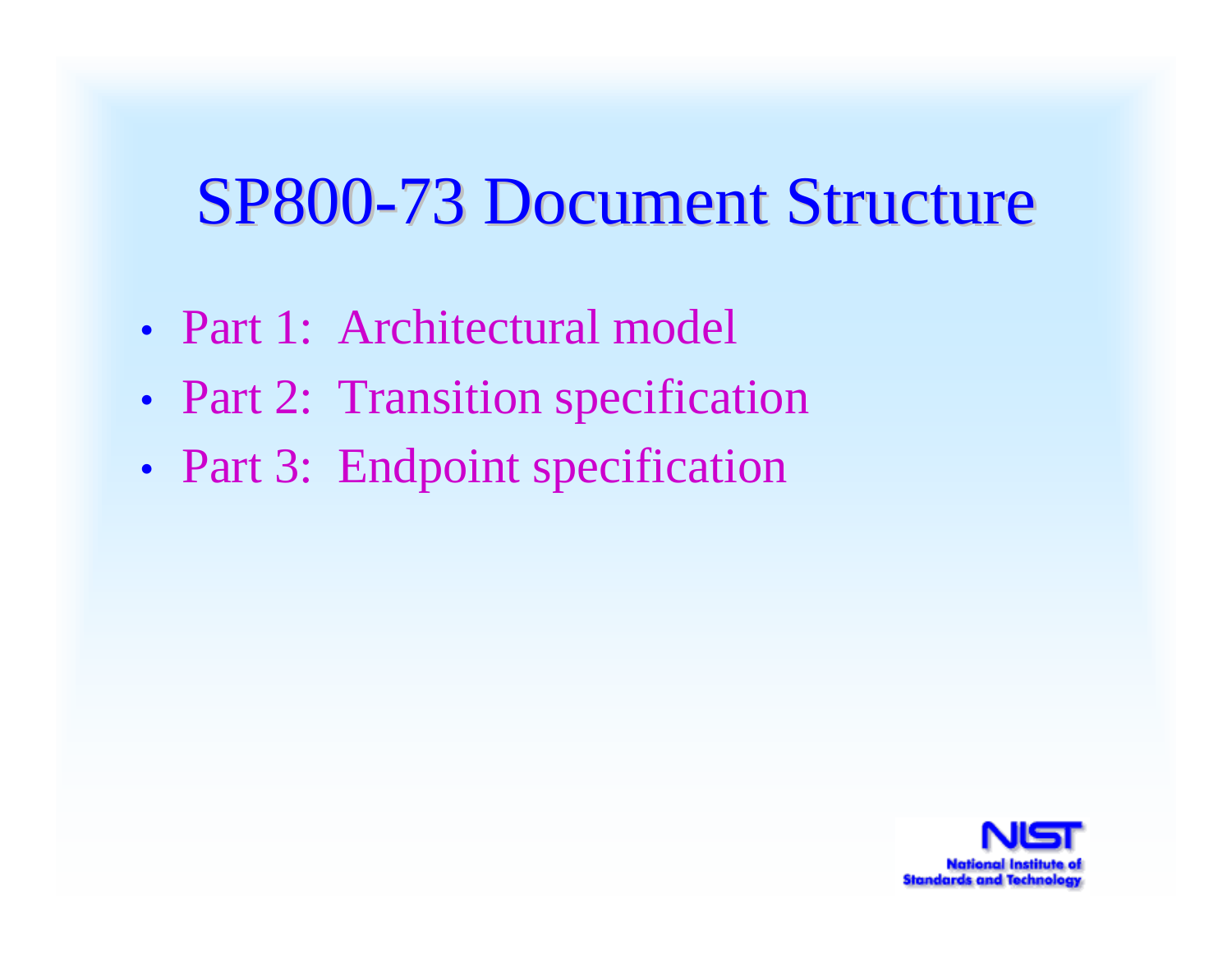# SP800-73 Document Structure

- Part 1: Architectural model
- Part 2: Transition specification
- Part 3: Endpoint specification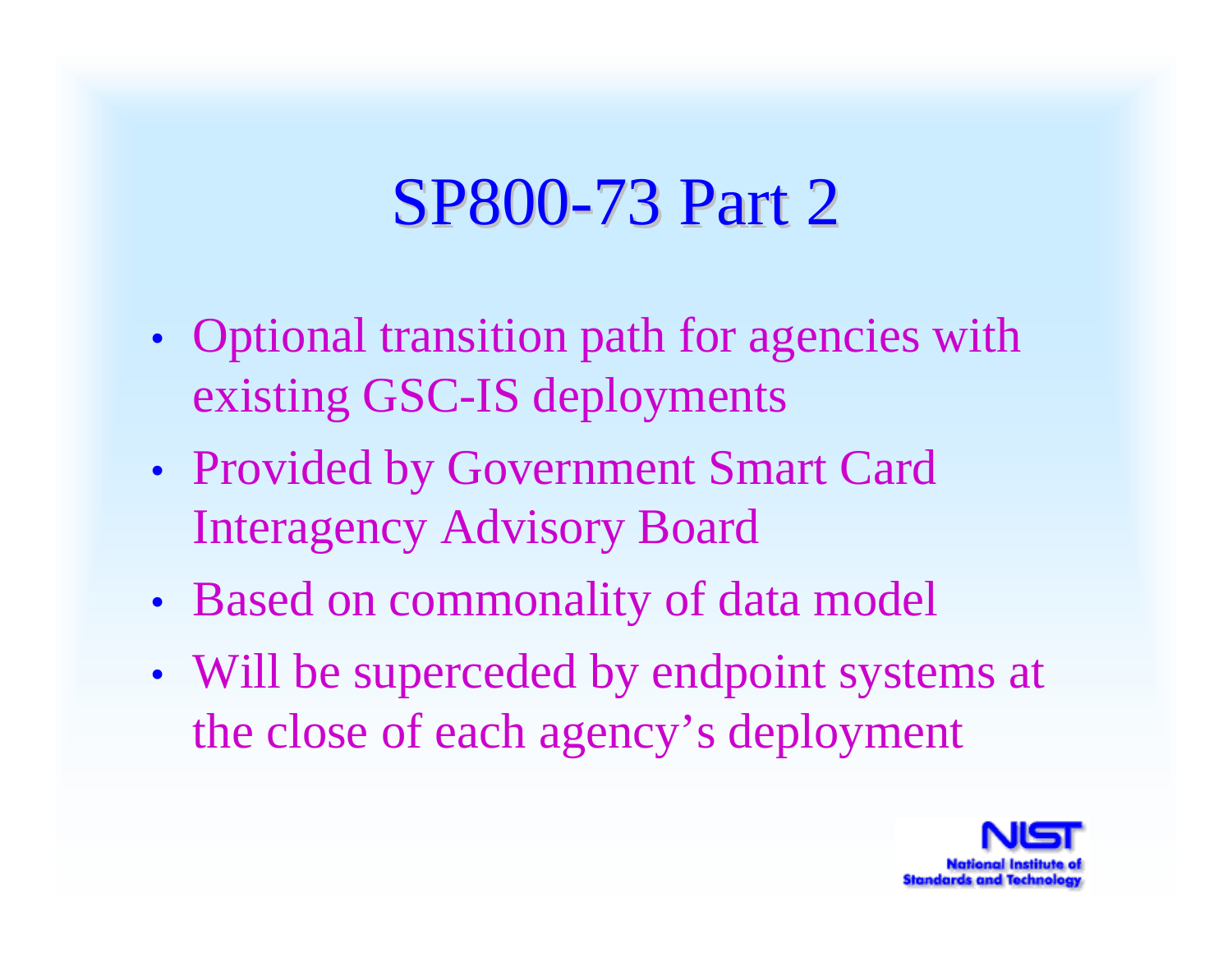# SP800-73 Part 2

- Optional transition path for agencies with existing GSC-IS deployments
- Provided by Government Smart Card Interagency Advisory Board
- Based on commonality of data model
- Will be superceded by endpoint systems at the close of each agency's deployment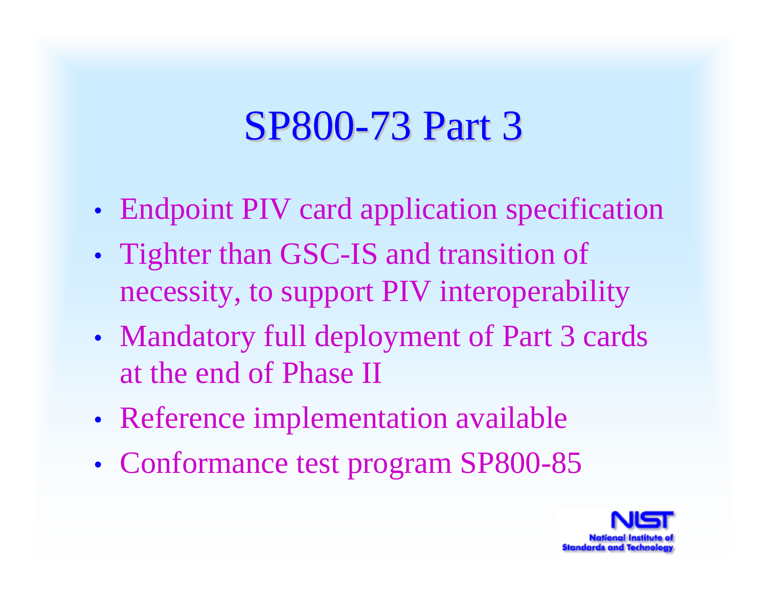# SP800-73 Part 3

- Endpoint PIV card application specification
- Tighter than GSC-IS and transition of necessity, to support PIV interoperability
- Mandatory full deployment of Part 3 cards at the end of Phase II
- Reference implementation available
- Conformance test program SP800-85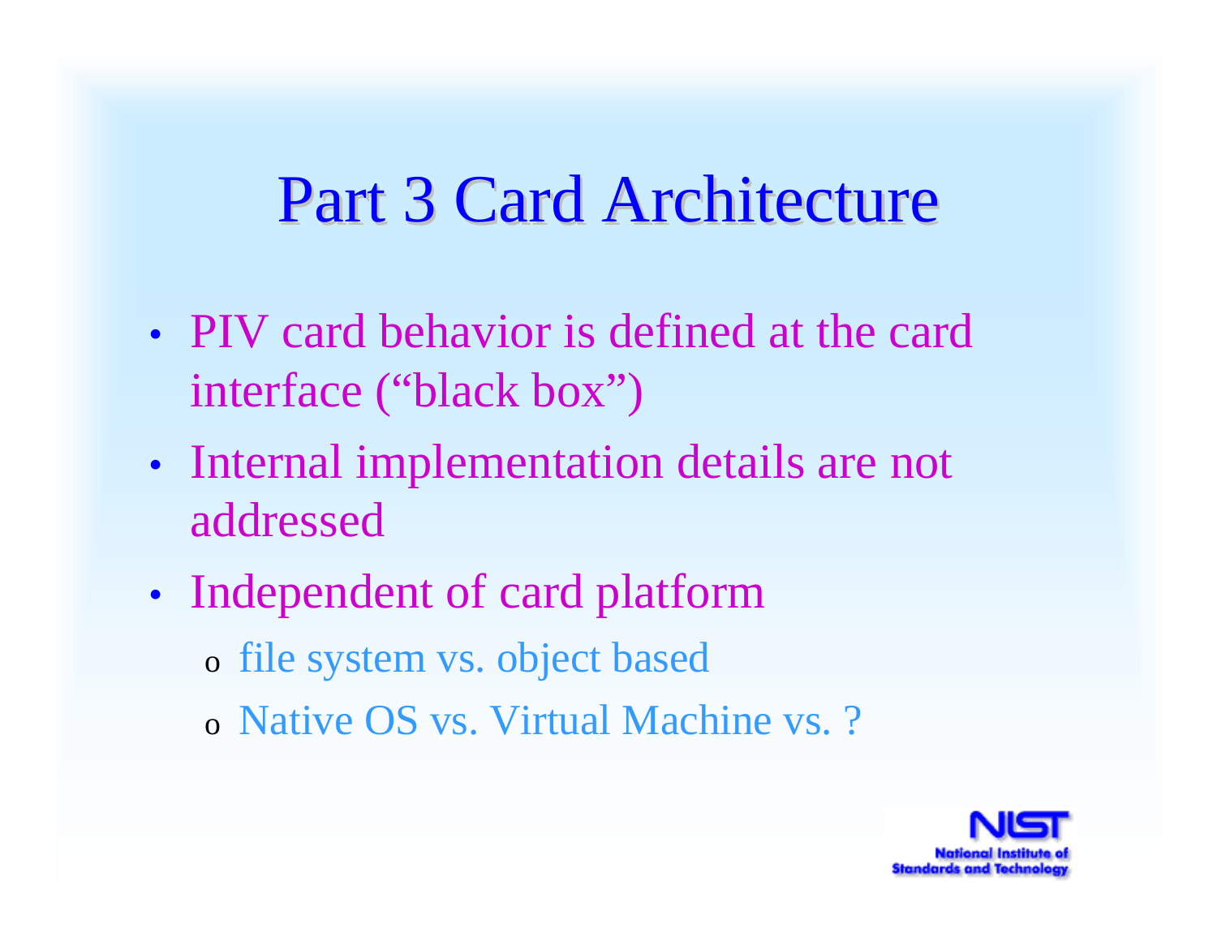# Part 3 Card Architecture

- PIV card behavior is defined at the card interface (“black box”)
- Internal implementation details are not addressed
- Independent of card platform
  - file system vs. object based
  - Native OS vs. Virtual Machine vs. ?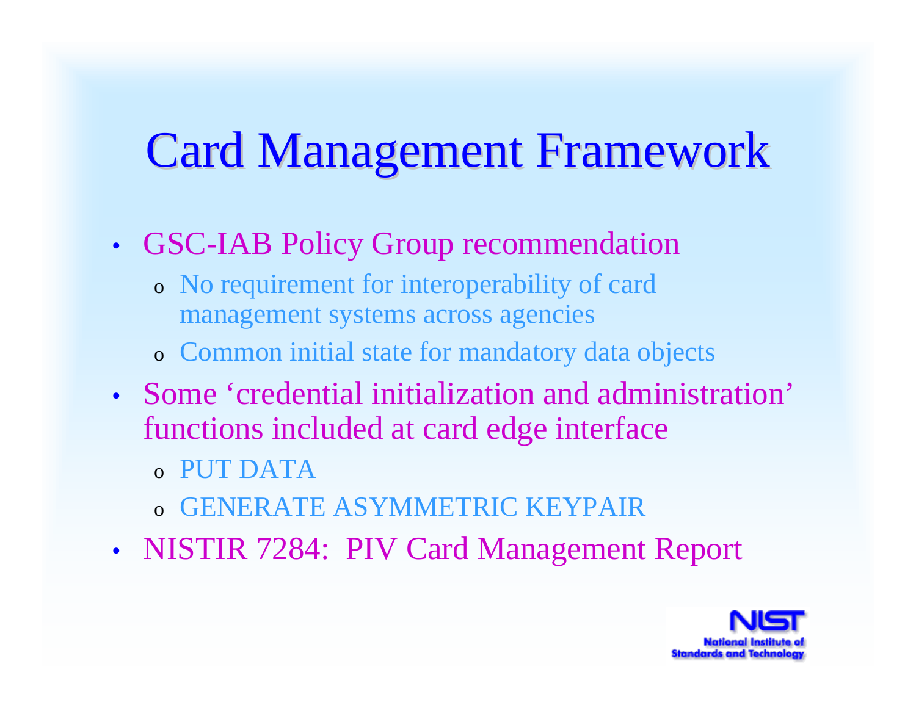# Card Management Framework

- GSC-IAB Policy Group recommendation
  - No requirement for interoperability of card management systems across agencies
  - Common initial state for mandatory data objects
- Some 'credential initialization and administration' functions included at card edge interface
  - PUT DATA
  - GENERATE ASYMMETRIC KEYPAIR
- NISTIR 7284: PIV Card Management Report

NIST
National Institute of Standards and Technology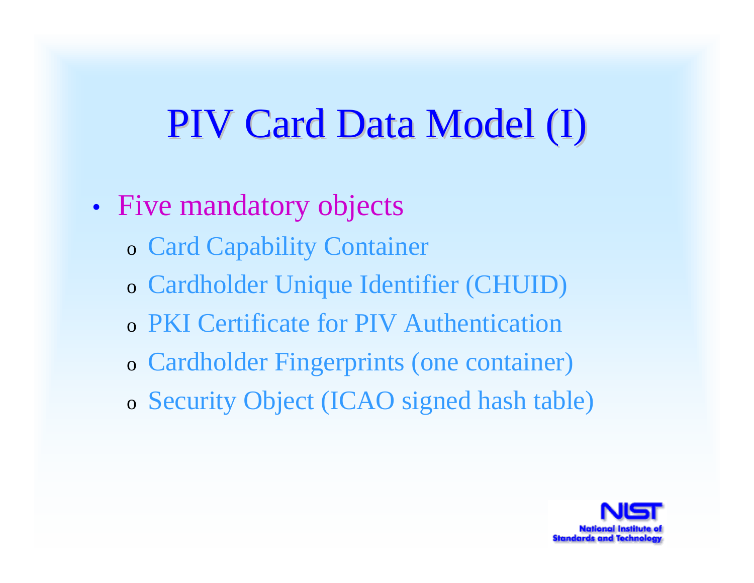# PIV Card Data Model (I)

- Five mandatory objects
  - Card Capability Container
  - Cardholder Unique Identifier (CHUID)
  - PKI Certificate for PIV Authentication
  - Cardholder Fingerprints (one container)
  - Security Object (ICAO signed hash table)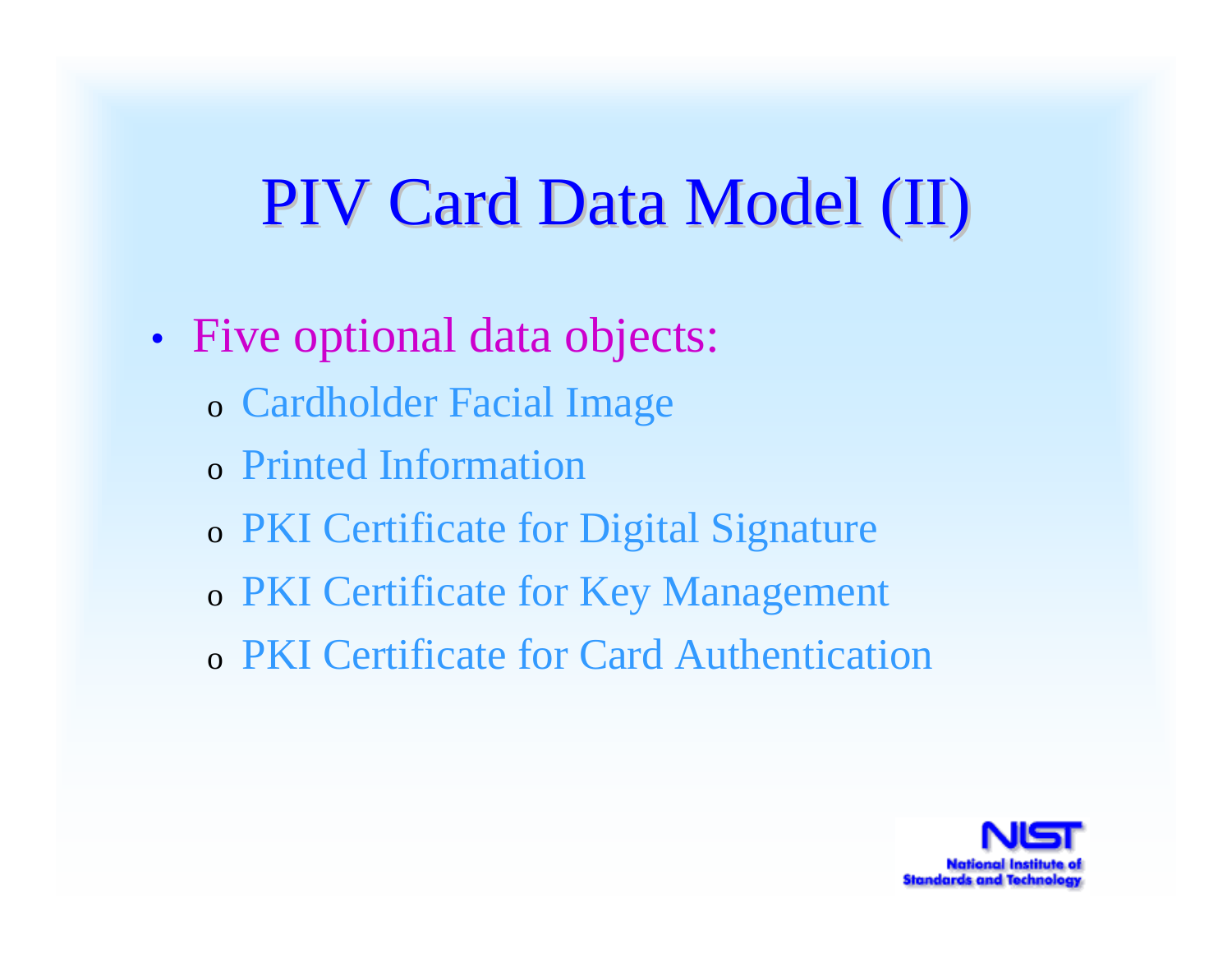# PIV Card Data Model (II)

- Five optional data objects:
  - Cardholder Facial Image
  - Printed Information
  - PKI Certificate for Digital Signature
  - PKI Certificate for Key Management
  - PKI Certificate for Card Authentication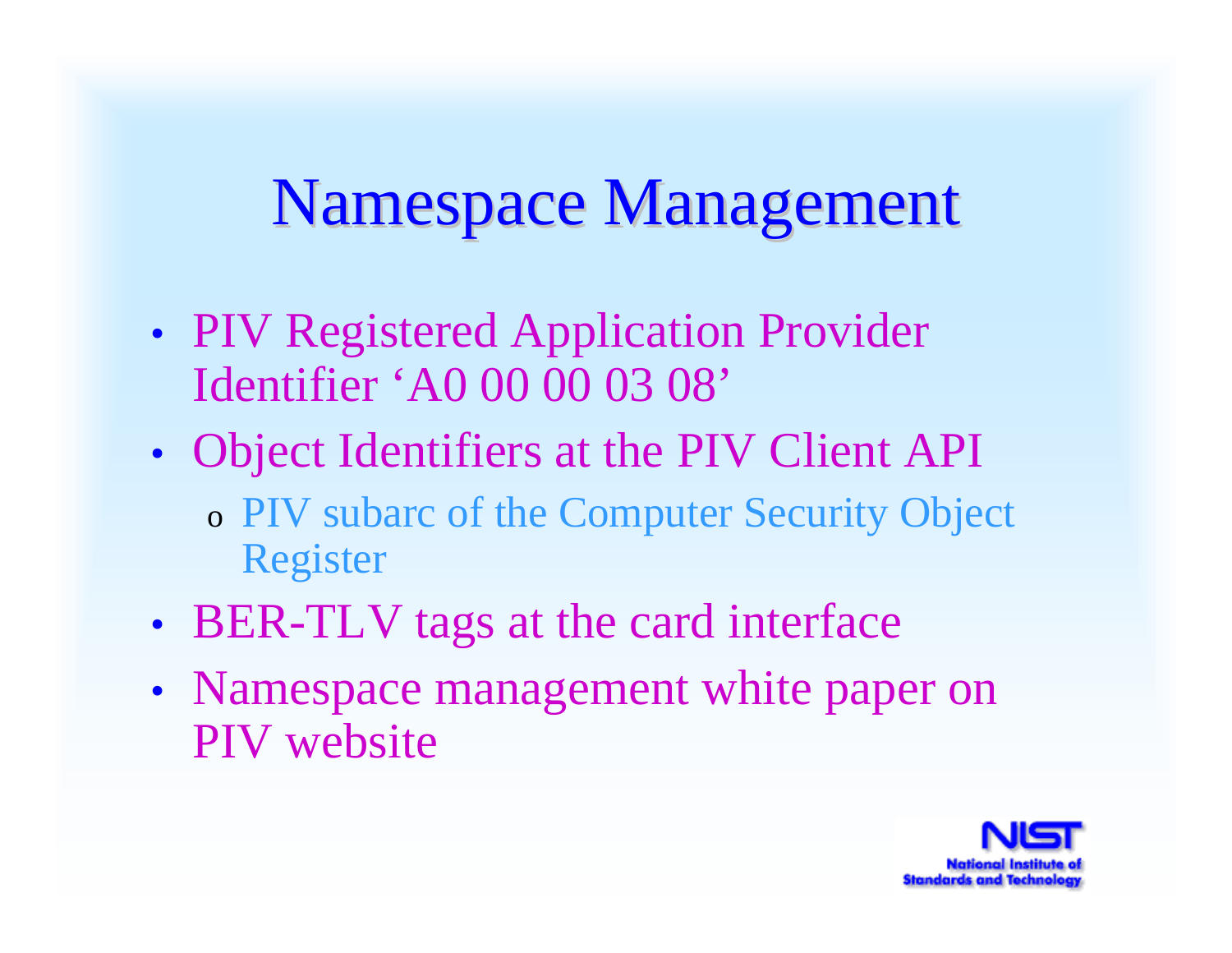# Namespace Management

- PIV Registered Application Provider Identifier 'A0 00 00 03 08'
- Object Identifiers at the PIV Client API
  - PIV subarc of the Computer Security Object Register
- BER-TLV tags at the card interface
- Namespace management white paper on PIV website

NIST
National Institute of Standards and Technology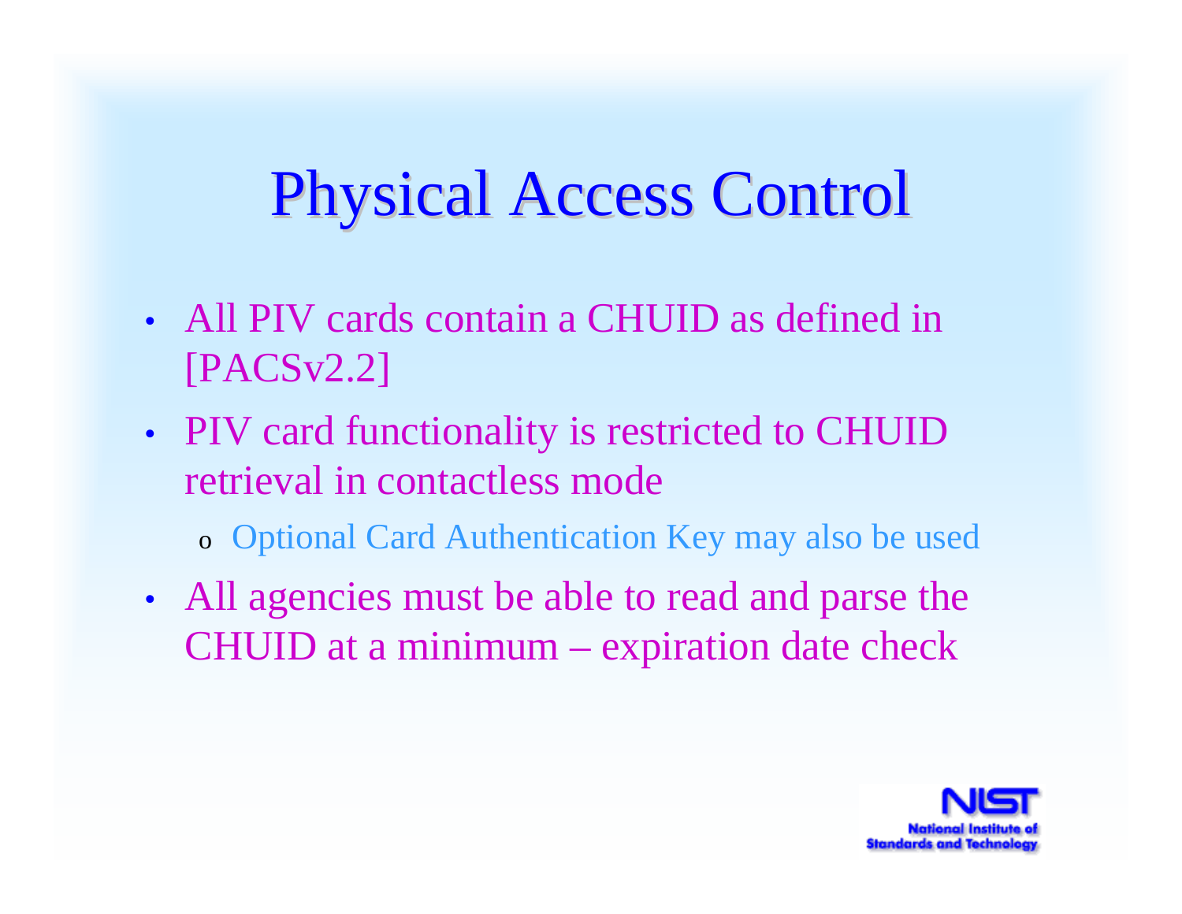# Physical Access Control

- All PIV cards contain a CHUID as defined in [PACSv2.2]
- PIV card functionality is restricted to CHUID retrieval in contactless mode
  - Optional Card Authentication Key may also be used
- All agencies must be able to read and parse the CHUID at a minimum – expiration date check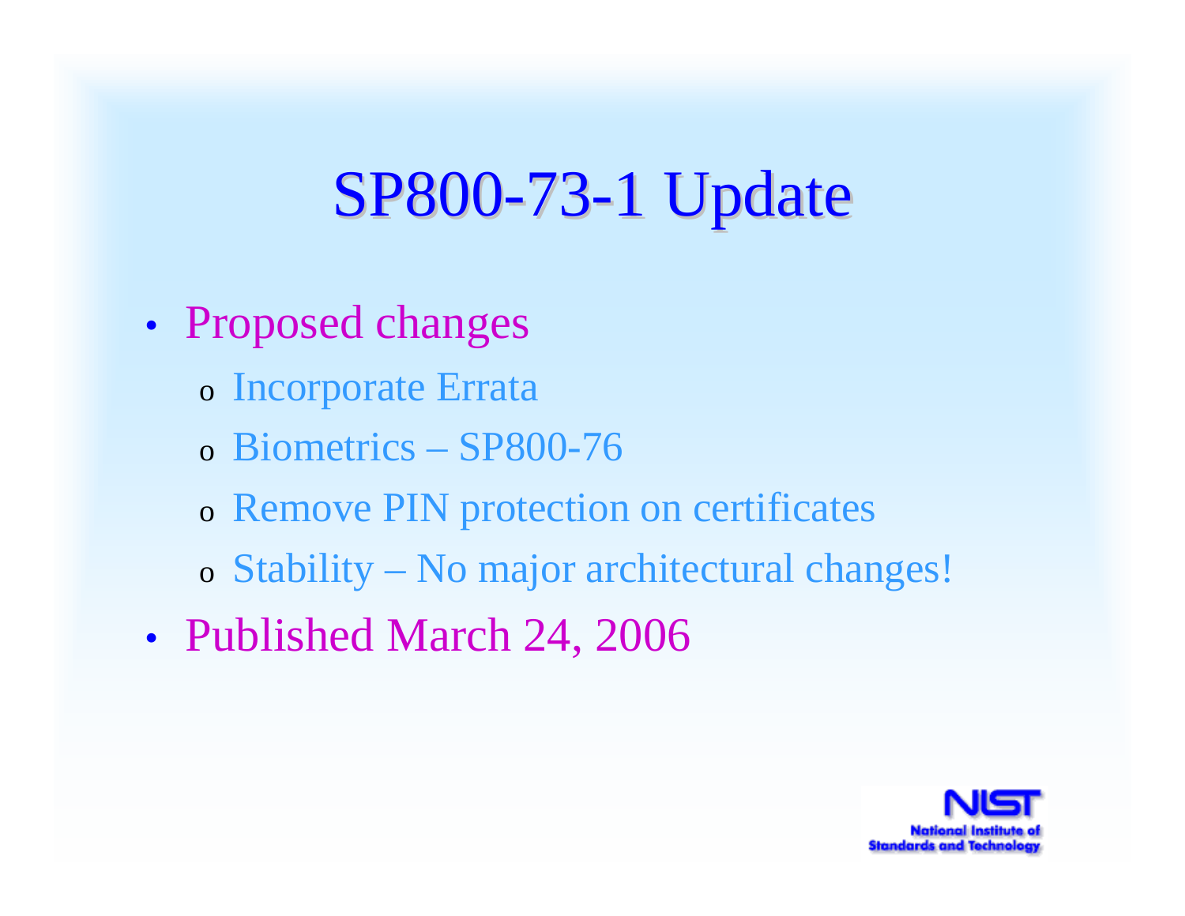# SP800-73-1 Update

- Proposed changes
  - Incorporate Errata
  - Biometrics – SP800-76
  - Remove PIN protection on certificates
  - Stability – No major architectural changes!
- Published March 24, 2006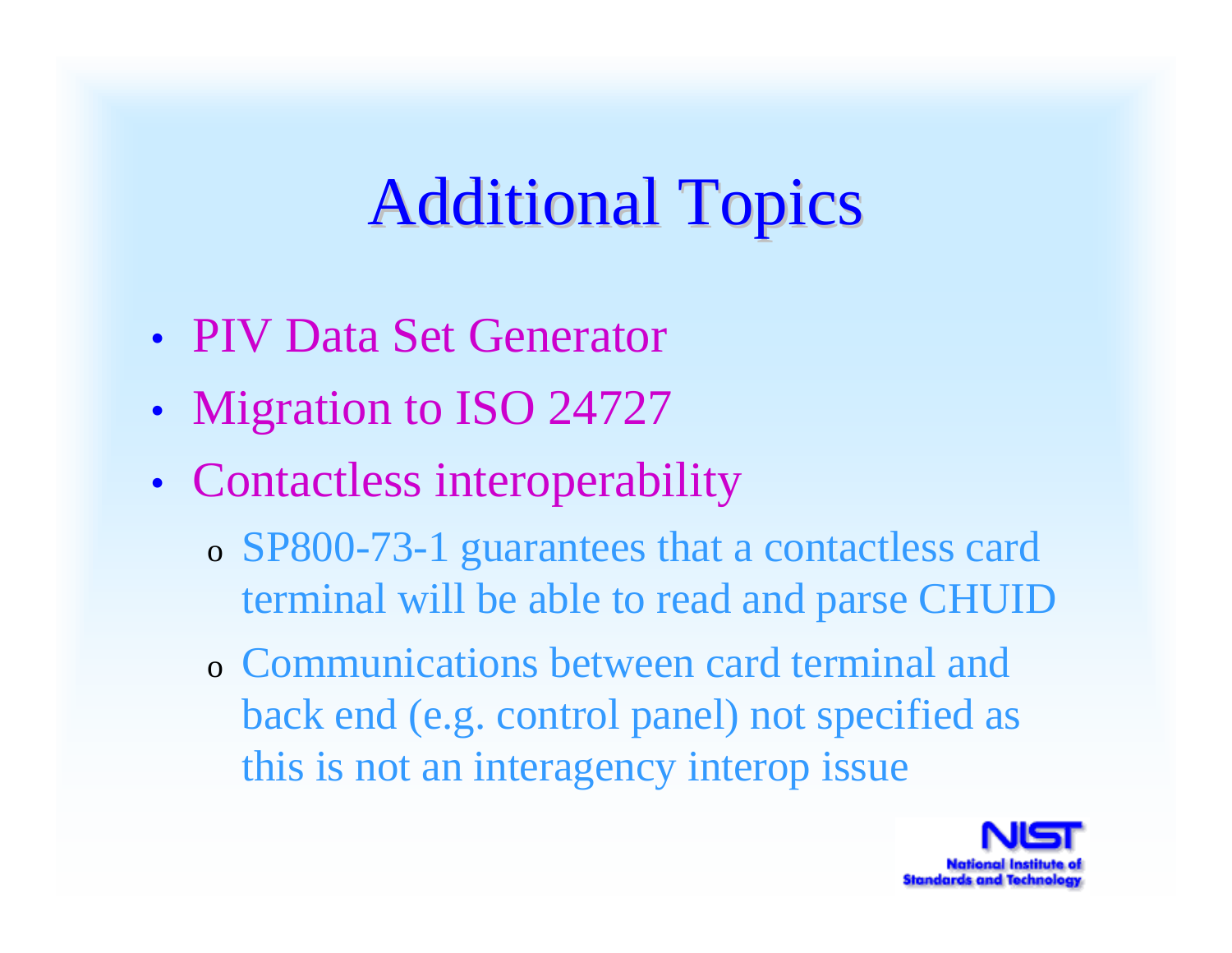# Additional Topics

- PIV Data Set Generator
- Migration to ISO 24727
- Contactless interoperability
  - SP800-73-1 guarantees that a contactless card terminal will be able to read and parse CHUID
  - Communications between card terminal and back end (e.g. control panel) not specified as this is not an interagency interop issue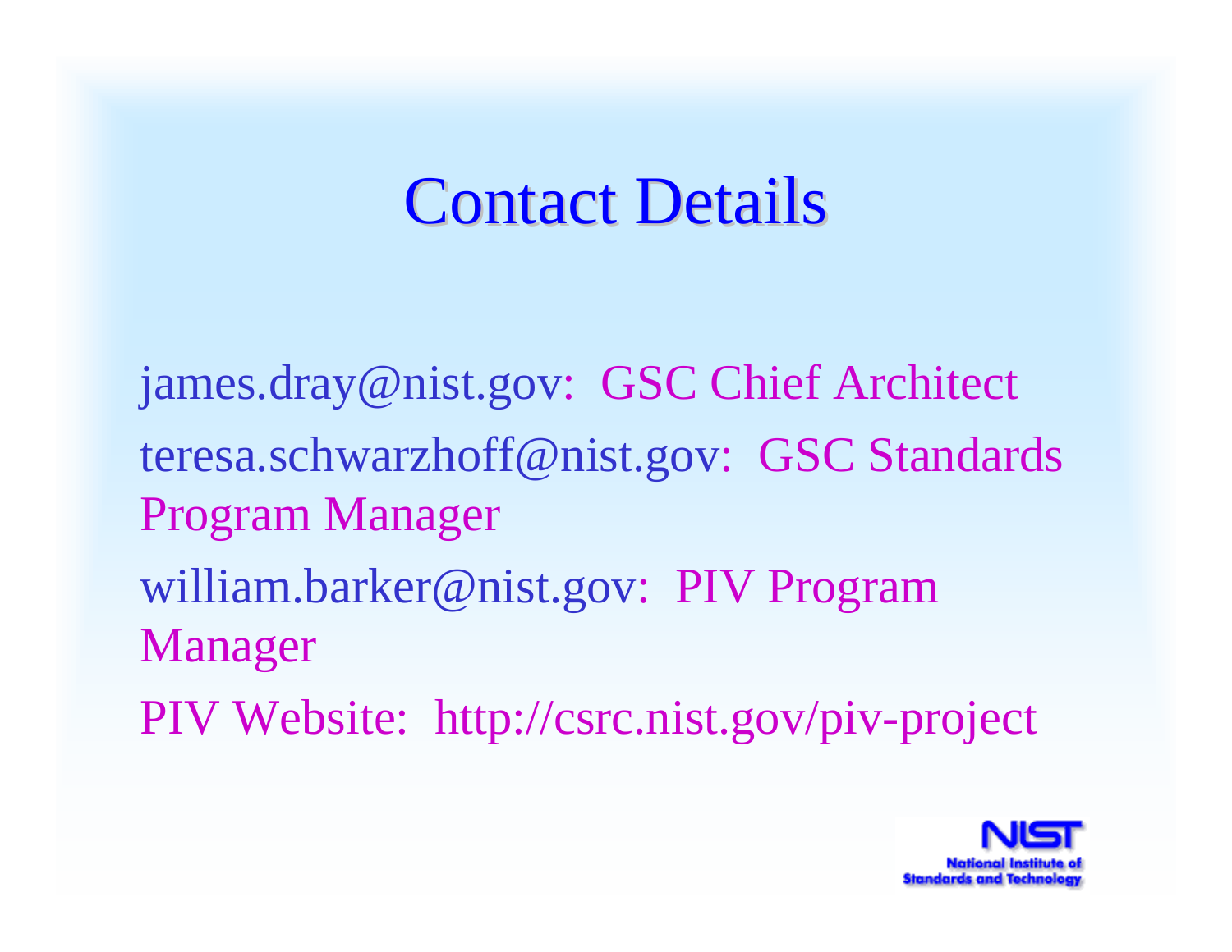# Contact Details

james.dray@nist.gov: GSC Chief Architect

teresa.schwarzhoff@nist.gov: GSC Standards Program Manager

william.barker@nist.gov: PIV Program Manager

PIV Website: http://csrc.nist.gov/piv-project

NIST
National Institute of Standards and Technology